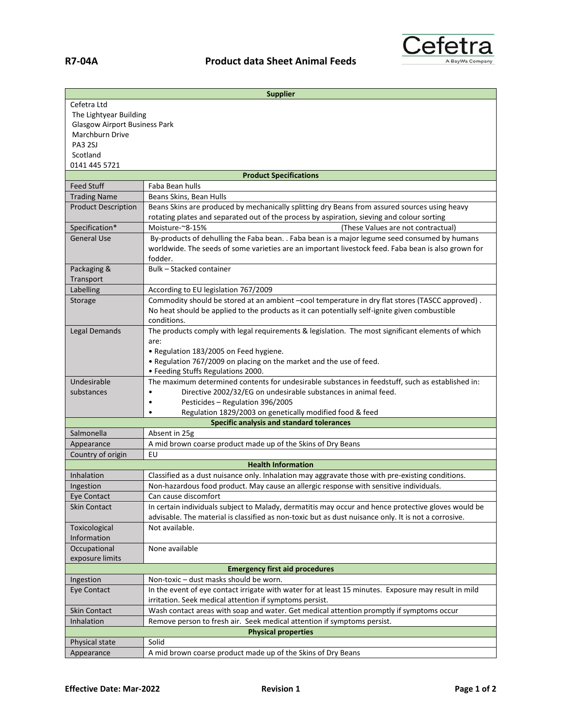**R7-04A** **Product data Sheet Animal Feeds**

Cefetra
A BayWa Company

| Supplier | |
|---|---|
| Cefetra Ltd<br>The Lightyear Building<br>Glasgow Airport Business Park<br>Marchburn Drive<br>PA3 2SJ<br>Scotland<br>0141 445 5721 | |
| **Product Specifications** | |
| Feed Stuff | Faba Bean hulls |
| Trading Name | Beans Skins, Bean Hulls |
| Product Description | Beans Skins are produced by mechanically splitting dry Beans from assured sources using heavy rotating plates and separated out of the process by aspiration, sieving and colour sorting |
| Specification* | Moisture-~8-15% (These Values are not contractual) |
| General Use | By-products of dehulling the Faba bean. . Faba bean is a major legume seed consumed by humans worldwide. The seeds of some varieties are an important livestock feed. Faba bean is also grown for fodder. |
| Packaging & Transport | Bulk – Stacked container |
| Labelling | According to EU legislation 767/2009 |
| Storage | Commodity should be stored at an ambient –cool temperature in dry flat stores (TASCC approved) . No heat should be applied to the products as it can potentially self-ignite given combustible conditions. |
| Legal Demands | The products comply with legal requirements & legislation. The most significant elements of which are:<br>• Regulation 183/2005 on Feed hygiene.<br>• Regulation 767/2009 on placing on the market and the use of feed.<br>• Feeding Stuffs Regulations 2000. |
| Undesirable substances | The maximum determined contents for undesirable substances in feedstuff, such as established in:<br>• Directive 2002/32/EG on undesirable substances in animal feed.<br>• Pesticides – Regulation 396/2005<br>• Regulation 1829/2003 on genetically modified food & feed |
| **Specific analysis and standard tolerances** | |
| Salmonella | Absent in 25g |
| Appearance | A mid brown coarse product made up of the Skins of Dry Beans |
| Country of origin | EU |
| **Health Information** | |
| Inhalation | Classified as a dust nuisance only. Inhalation may aggravate those with pre-existing conditions. |
| Ingestion | Non-hazardous food product. May cause an allergic response with sensitive individuals. |
| Eye Contact | Can cause discomfort |
| Skin Contact | In certain individuals subject to Malady, dermatitis may occur and hence protective gloves would be advisable. The material is classified as non-toxic but as dust nuisance only. It is not a corrosive. |
| Toxicological Information | Not available. |
| Occupational exposure limits | None available |
| **Emergency first aid procedures** | |
| Ingestion | Non-toxic – dust masks should be worn. |
| Eye Contact | In the event of eye contact irrigate with water for at least 15 minutes. Exposure may result in mild irritation. Seek medical attention if symptoms persist. |
| Skin Contact | Wash contact areas with soap and water. Get medical attention promptly if symptoms occur |
| Inhalation | Remove person to fresh air. Seek medical attention if symptoms persist. |
| **Physical properties** | |
| Physical state | Solid |
| Appearance | A mid brown coarse product made up of the Skins of Dry Beans |

**Effective Date: Mar-2022** **Revision 1**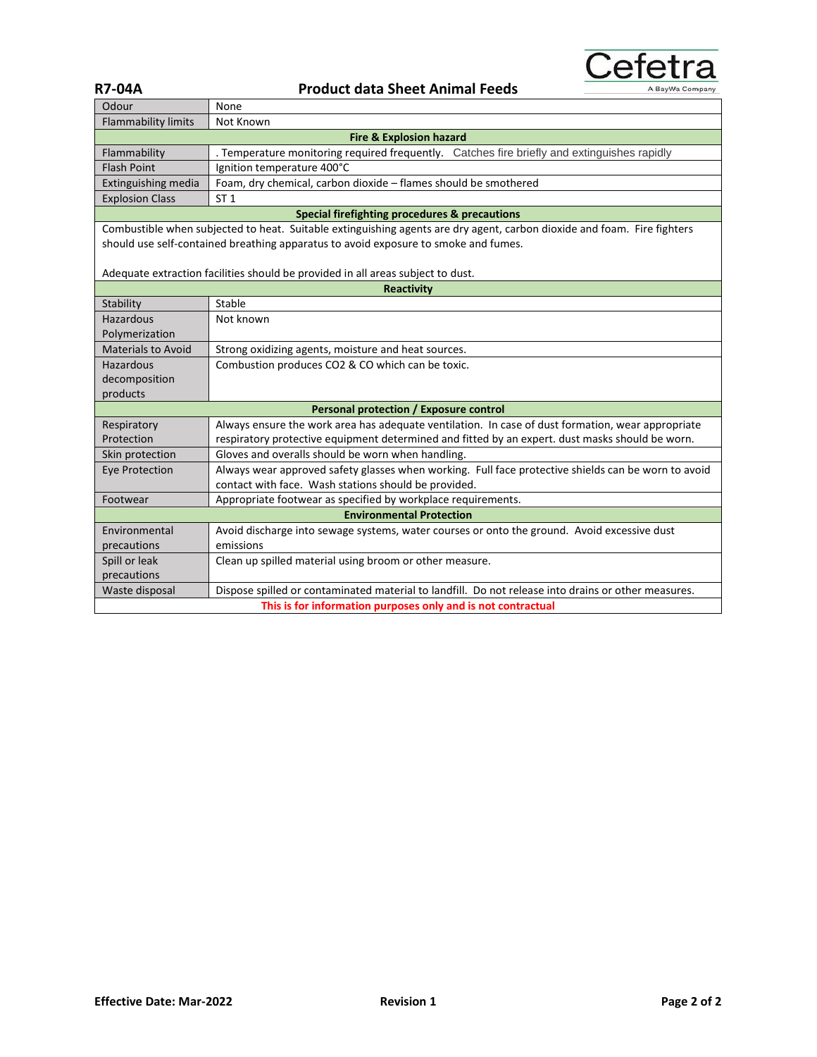| | |
|---|---|
| Odour | None |
| Flammability limits | Not Known |
| **Fire & Explosion hazard** | |
| Flammability | . Temperature monitoring required frequently. Catches fire briefly and extinguishes rapidly |
| Flash Point | Ignition temperature 400°C |
| Extinguishing media | Foam, dry chemical, carbon dioxide – flames should be smothered |
| Explosion Class | ST 1 |
| **Special firefighting procedures & precautions** | |
| Combustible when subjected to heat. Suitable extinguishing agents are dry agent, carbon dioxide and foam. Fire fighters should use self-contained breathing apparatus to avoid exposure to smoke and fumes. Adequate extraction facilities should be provided in all areas subject to dust. | |
| **Reactivity** | |
| Stability | Stable |
| Hazardous Polymerization | Not known |
| Materials to Avoid | Strong oxidizing agents, moisture and heat sources. |
| Hazardous decomposition products | Combustion produces $CO_2$ & CO which can be toxic. |
| **Personal protection / Exposure control** | |
| Respiratory Protection | Always ensure the work area has adequate ventilation. In case of dust formation, wear appropriate respiratory protective equipment determined and fitted by an expert. dust masks should be worn. |
| Skin protection | Gloves and overalls should be worn when handling. |
| Eye Protection | Always wear approved safety glasses when working. Full face protective shields can be worn to avoid contact with face. Wash stations should be provided. |
| Footwear | Appropriate footwear as specified by workplace requirements. |
| **Environmental Protection** | |
| Environmental precautions | Avoid discharge into sewage systems, water courses or onto the ground. Avoid excessive dust emissions |
| Spill or leak precautions | Clean up spilled material using broom or other measure. |
| Waste disposal | Dispose spilled or contaminated material to landfill. Do not release into drains or other measures. |
| **This is for information purposes only and is not contractual** | |

**Effective Date: Mar-2022** **Revision 1**